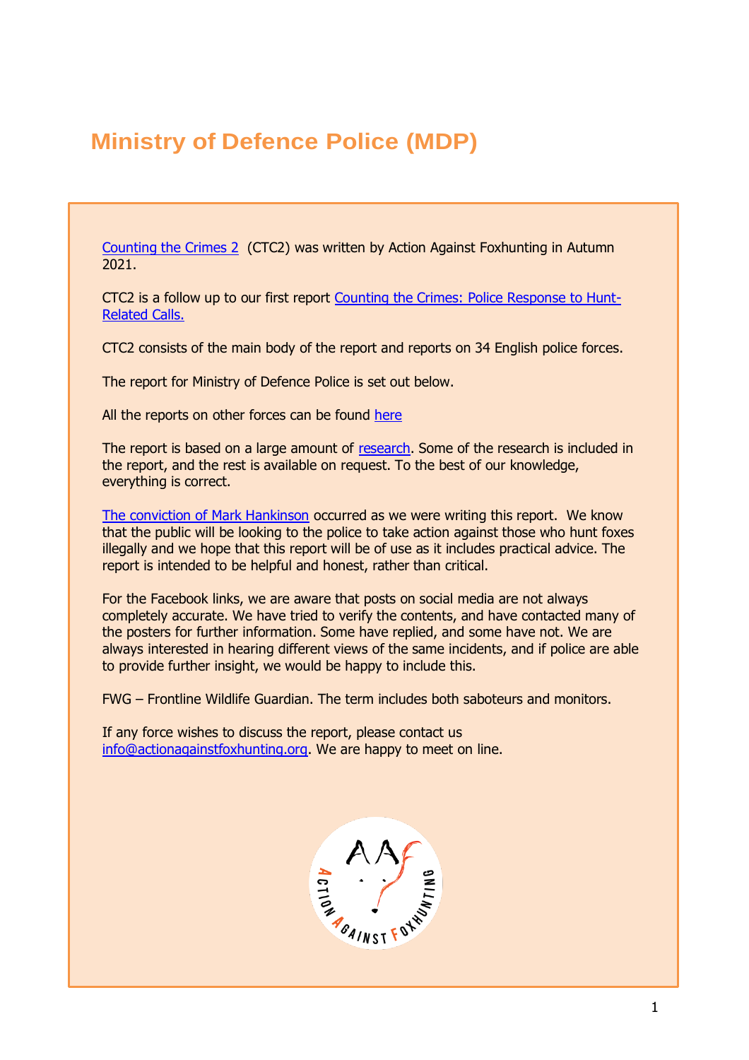# Ministry of Defence Police (MDP)

Counting the Crimes 2 (CTC2) was written by Action Against Foxhunting in Autumn 2021.

CTC2 is a follow up to our first report Counting the Crimes: Police Response to Hunt-Related Calls.

CTC2 consists of the main body of the report and reports on 34 English police forces.

The report for Ministry of Defence Police is set out below.

All the reports on other forces can be found here

The report is based on a large amount of research. Some of the research is included in the report, and the rest is available on request. To the best of our knowledge, everything is correct.

The conviction of Mark Hankinson occurred as we were writing this report. We know that the public will be looking to the police to take action against those who hunt foxes illegally and we hope that this report will be of use as it includes practical advice. The report is intended to be helpful and honest, rather than critical.

For the Facebook links, we are aware that posts on social media are not always completely accurate. We have tried to verify the contents, and have contacted many of the posters for further information. Some have replied, and some have not. We are always interested in hearing different views of the same incidents, and if police are able to provide further insight, we would be happy to include this.

FWG – Frontline Wildlife Guardian. The term includes both saboteurs and monitors.

If any force wishes to discuss the report, please contact us info@actionagainstfoxhunting.org. We are happy to meet on line.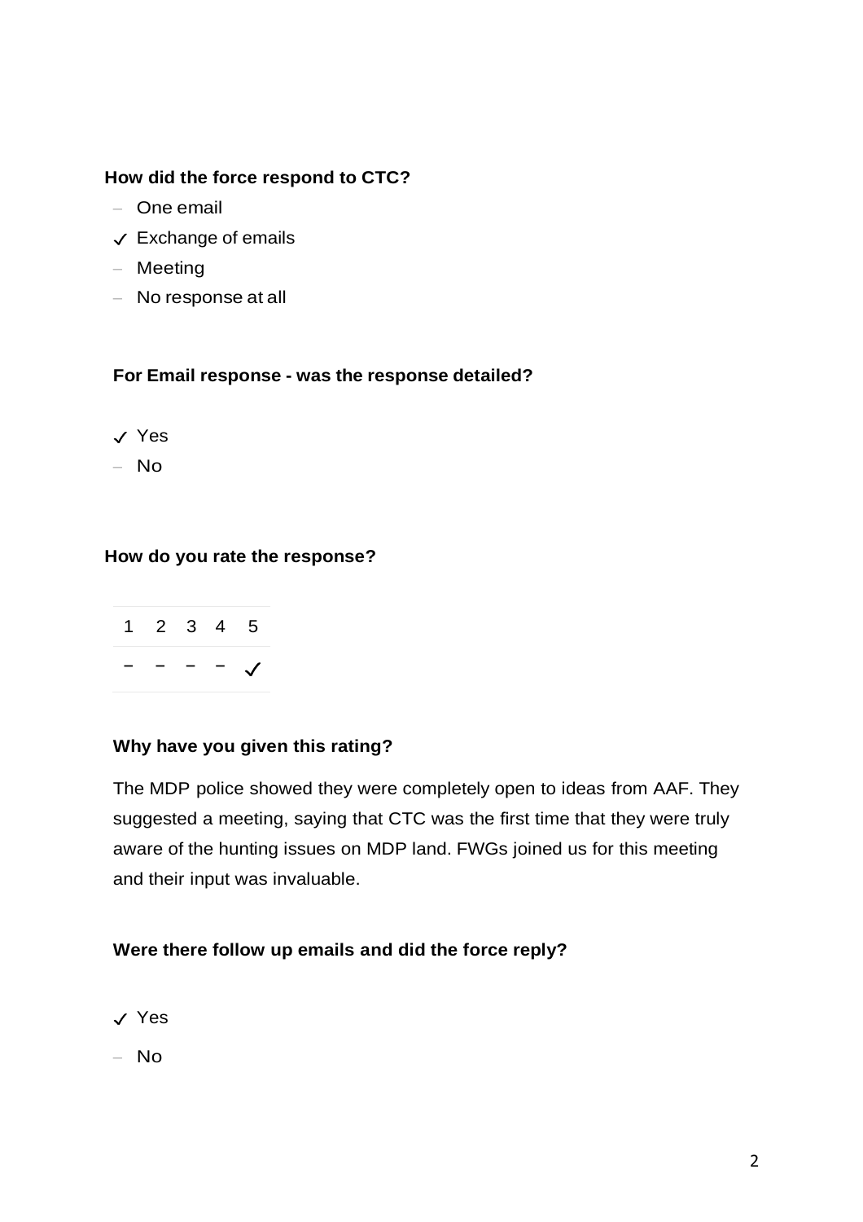**How did the force respond to CTC?**

- – One email
- ✓ Exchange of emails
- – Meeting
- – No response at all

**For Email response - was the response detailed?**

- ✓ Yes
- – No

**How do you rate the response?**

| 1 | 2 | 3 | 4 | 5 |
|---|---|---|---|---|
| – | – | – | – | ✓ |

**Why have you given this rating?**

The MDP police showed they were completely open to ideas from AAF. They suggested a meeting, saying that CTC was the first time that they were truly aware of the hunting issues on MDP land. FWGs joined us for this meeting and their input was invaluable.

**Were there follow up emails and did the force reply?**

- ✓ Yes
- – No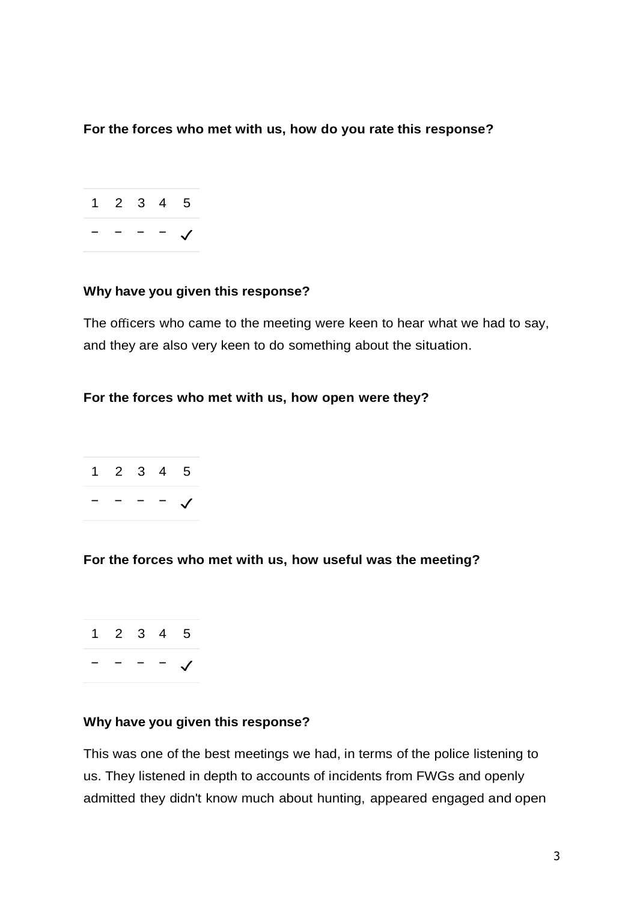**For the forces who met with us, how do you rate this response?**

| 1 | 2 | 3 | 4 | 5 |
|---|---|---|---|---|
| – | – | – | – | ✓ |

**Why have you given this response?**

The officers who came to the meeting were keen to hear what we had to say, and they are also very keen to do something about the situation.

**For the forces who met with us, how open were they?**

| 1 | 2 | 3 | 4 | 5 |
|---|---|---|---|---|
| – | – | – | – | ✓ |

**For the forces who met with us, how useful was the meeting?**

| 1 | 2 | 3 | 4 | 5 |
|---|---|---|---|---|
| – | – | – | – | ✓ |

**Why have you given this response?**

This was one of the best meetings we had, in terms of the police listening to us. They listened in depth to accounts of incidents from FWGs and openly admitted they didn't know much about hunting, appeared engaged and open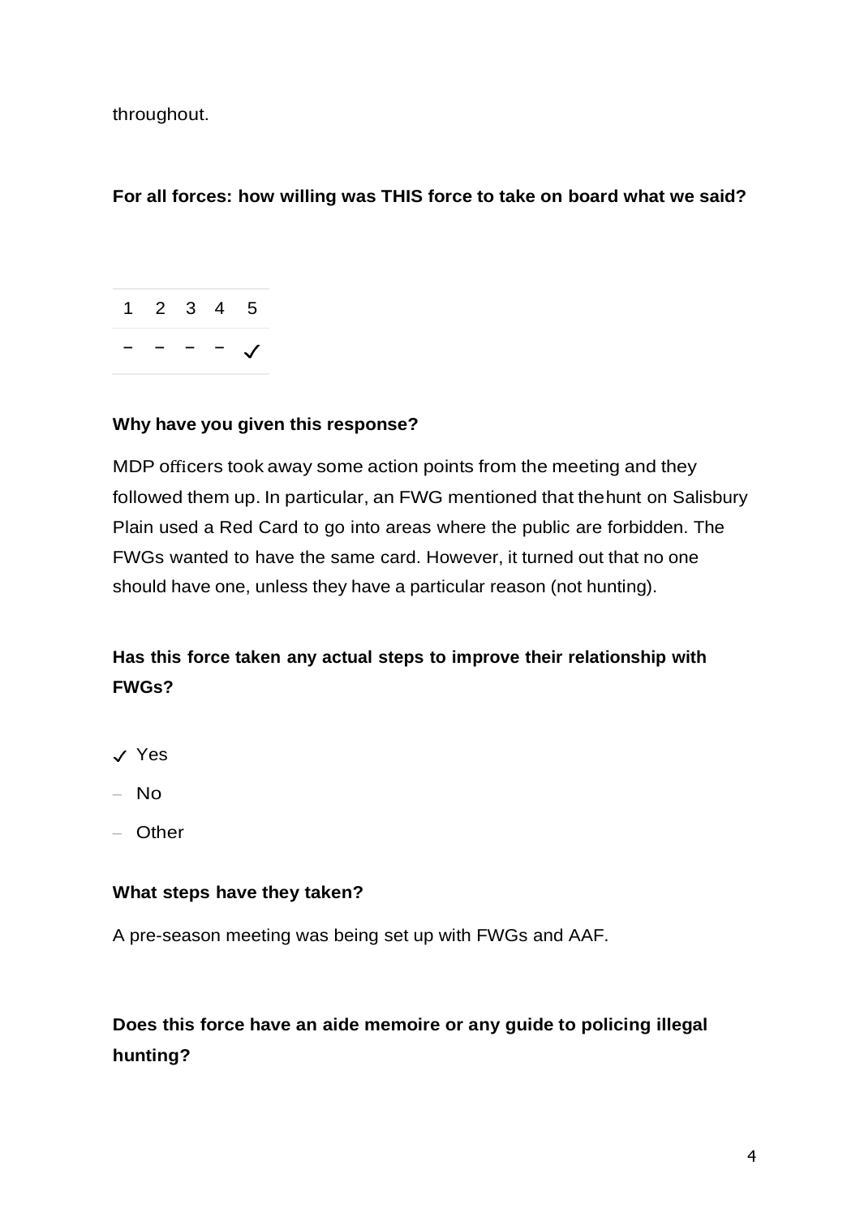throughout.

**For all forces: how willing was THIS force to take on board what we said?**

| 1 | 2 | 3 | 4 | 5 |
|---|---|---|---|---|
| – | – | – | – | ✓ |

**Why have you given this response?**

MDP officers took away some action points from the meeting and they followed them up. In particular, an FWG mentioned that the hunt on Salisbury Plain used a Red Card to go into areas where the public are forbidden. The FWGs wanted to have the same card. However, it turned out that no one should have one, unless they have a particular reason (not hunting).

**Has this force taken any actual steps to improve their relationship with FWGs?**

- ✓ Yes
- – No
- – Other

**What steps have they taken?**

A pre-season meeting was being set up with FWGs and AAF.

**Does this force have an aide memoire or any guide to policing illegal hunting?**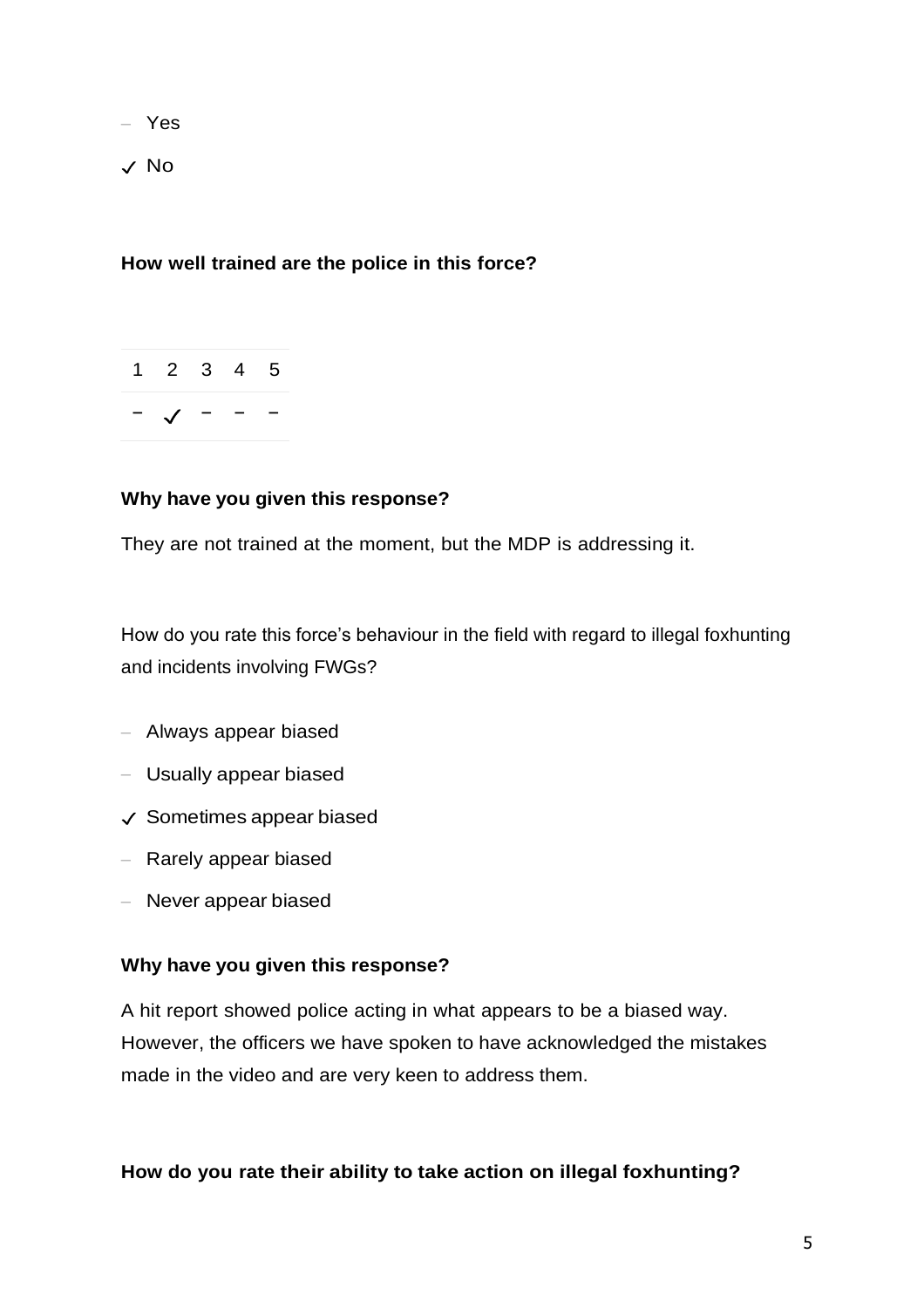– Yes

✓ No

**How well trained are the police in this force?**

| 1 | 2 | 3 | 4 | 5 |
|---|---|---|---|---|
| – | ✓ | – | – | – |

**Why have you given this response?**

They are not trained at the moment, but the MDP is addressing it.

How do you rate this force's behaviour in the field with regard to illegal foxhunting and incidents involving FWGs?

– Always appear biased

– Usually appear biased

✓ Sometimes appear biased

– Rarely appear biased

– Never appear biased

**Why have you given this response?**

A hit report showed police acting in what appears to be a biased way. However, the officers we have spoken to have acknowledged the mistakes made in the video and are very keen to address them.

**How do you rate their ability to take action on illegal foxhunting?**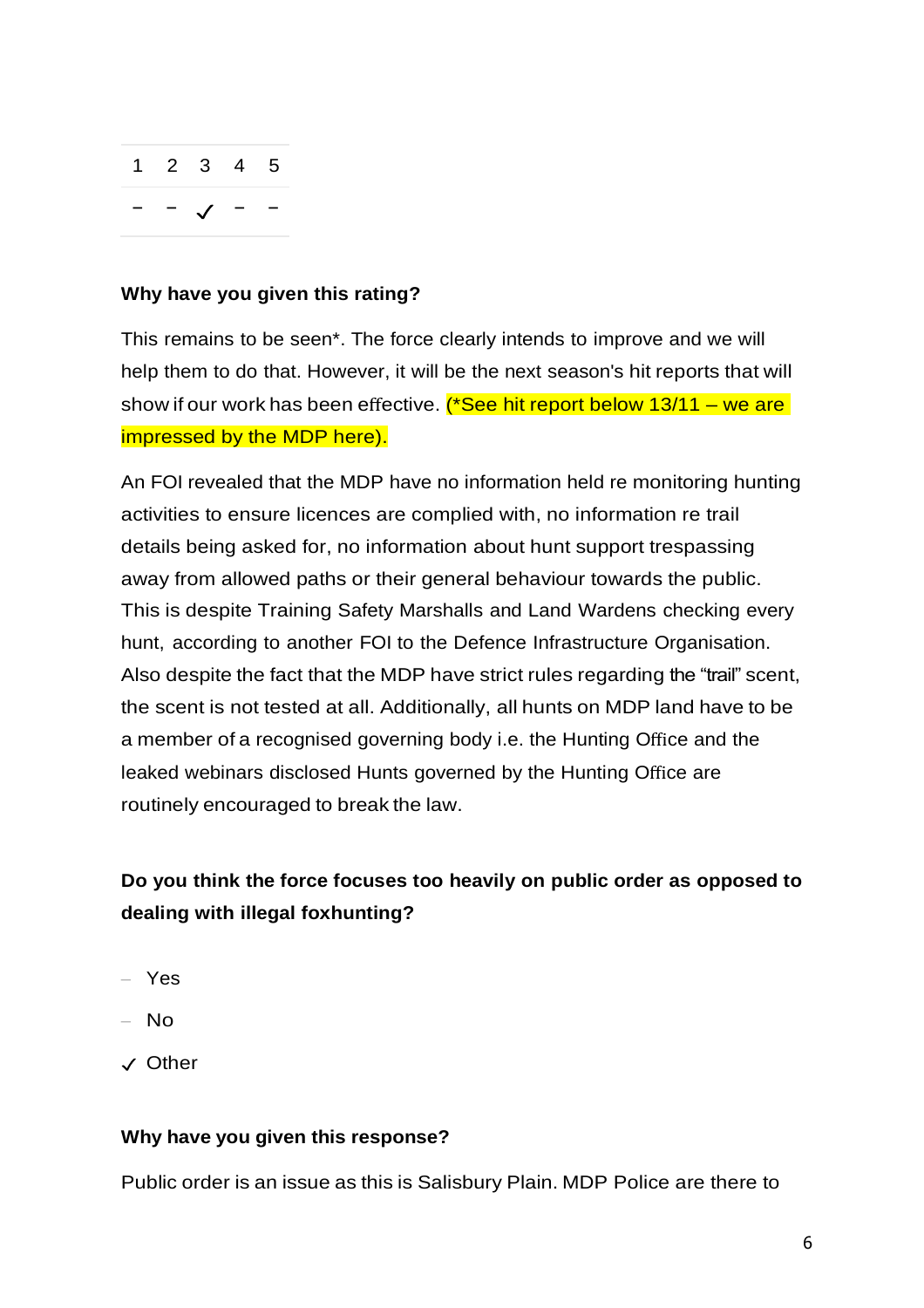| 1 | 2 | 3 | 4 | 5 |
|---|---|---|---|---|
| – | – | ✓ | – | – |

**Why have you given this rating?**

This remains to be seen*. The force clearly intends to improve and we will help them to do that. However, it will be the next season's hit reports that will show if our work has been effective. (*See hit report below 13/11 – we are impressed by the MDP here).

An FOI revealed that the MDP have no information held re monitoring hunting activities to ensure licences are complied with, no information re trail details being asked for, no information about hunt support trespassing away from allowed paths or their general behaviour towards the public. This is despite Training Safety Marshalls and Land Wardens checking every hunt, according to another FOI to the Defence Infrastructure Organisation. Also despite the fact that the MDP have strict rules regarding the "trail" scent, the scent is not tested at all. Additionally, all hunts on MDP land have to be a member of a recognised governing body i.e. the Hunting Office and the leaked webinars disclosed Hunts governed by the Hunting Office are routinely encouraged to break the law.

**Do you think the force focuses too heavily on public order as opposed to dealing with illegal foxhunting?**

- Yes
- No
- ✓ Other

**Why have you given this response?**

Public order is an issue as this is Salisbury Plain. MDP Police are there to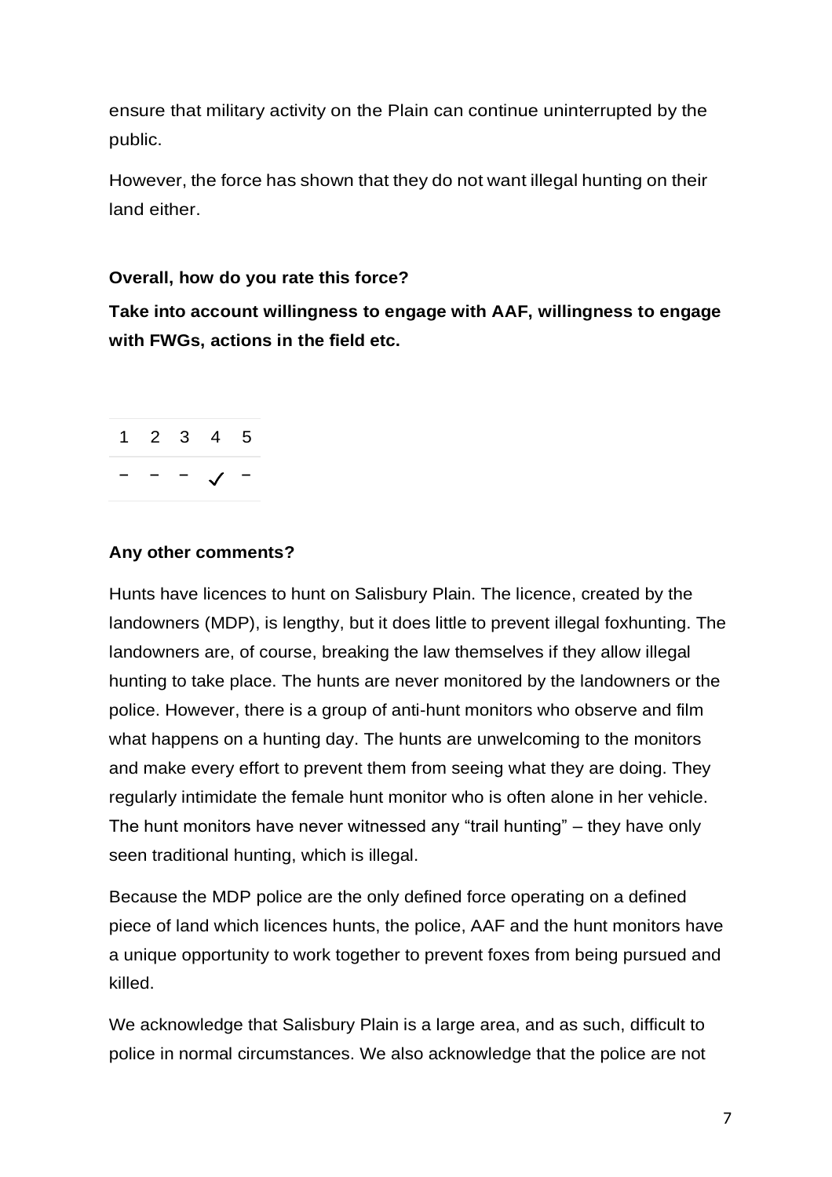ensure that military activity on the Plain can continue uninterrupted by the public.

However, the force has shown that they do not want illegal hunting on their land either.

**Overall, how do you rate this force?**

**Take into account willingness to engage with AAF, willingness to engage with FWGs, actions in the field etc.**

| 1 | 2 | 3 | 4 | 5 |
|---|---|---|---|---|
| – | – | – | ✓ | – |

**Any other comments?**

Hunts have licences to hunt on Salisbury Plain. The licence, created by the landowners (MDP), is lengthy, but it does little to prevent illegal foxhunting. The landowners are, of course, breaking the law themselves if they allow illegal hunting to take place. The hunts are never monitored by the landowners or the police. However, there is a group of anti-hunt monitors who observe and film what happens on a hunting day. The hunts are unwelcoming to the monitors and make every effort to prevent them from seeing what they are doing. They regularly intimidate the female hunt monitor who is often alone in her vehicle. The hunt monitors have never witnessed any "trail hunting" – they have only seen traditional hunting, which is illegal.

Because the MDP police are the only defined force operating on a defined piece of land which licences hunts, the police, AAF and the hunt monitors have a unique opportunity to work together to prevent foxes from being pursued and killed.

We acknowledge that Salisbury Plain is a large area, and as such, difficult to police in normal circumstances. We also acknowledge that the police are not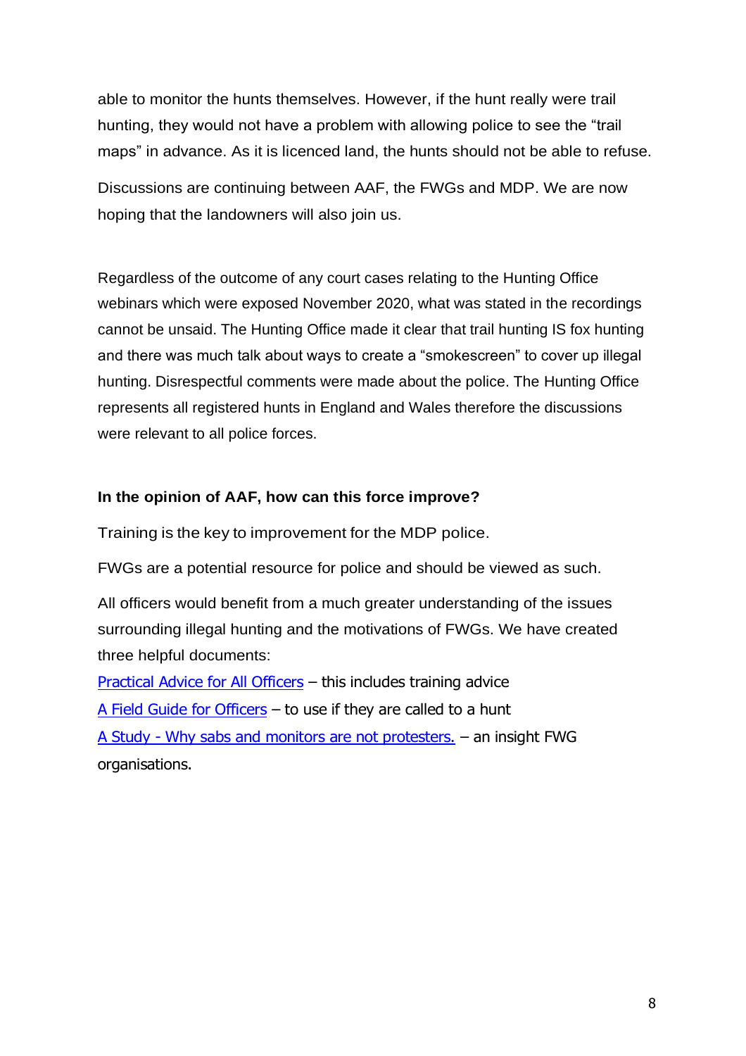able to monitor the hunts themselves. However, if the hunt really were trail hunting, they would not have a problem with allowing police to see the "trail maps" in advance. As it is licenced land, the hunts should not be able to refuse.

Discussions are continuing between AAF, the FWGs and MDP. We are now hoping that the landowners will also join us.

Regardless of the outcome of any court cases relating to the Hunting Office webinars which were exposed November 2020, what was stated in the recordings cannot be unsaid. The Hunting Office made it clear that trail hunting IS fox hunting and there was much talk about ways to create a "smokescreen" to cover up illegal hunting. Disrespectful comments were made about the police. The Hunting Office represents all registered hunts in England and Wales therefore the discussions were relevant to all police forces.

**In the opinion of AAF, how can this force improve?**

Training is the key to improvement for the MDP police.

FWGs are a potential resource for police and should be viewed as such.

All officers would benefit from a much greater understanding of the issues surrounding illegal hunting and the motivations of FWGs. We have created three helpful documents:

Practical Advice for All Officers – this includes training advice
A Field Guide for Officers – to use if they are called to a hunt
A Study - Why sabs and monitors are not protesters. – an insight FWG organisations.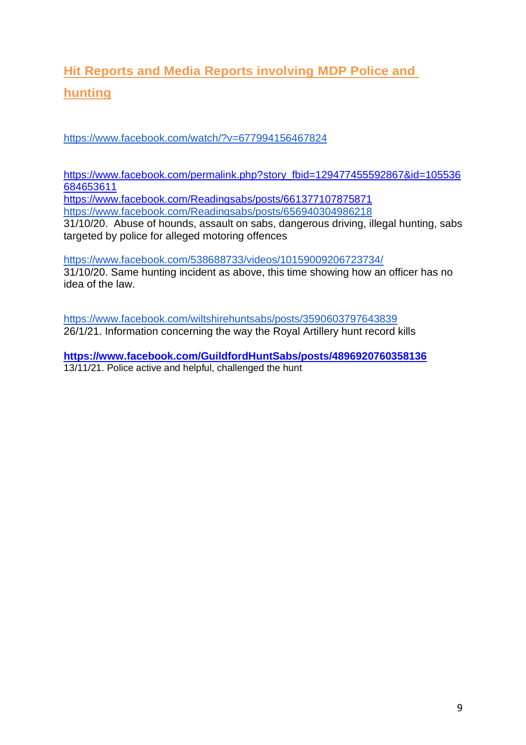## Hit Reports and Media Reports involving MDP Police and hunting

https://www.facebook.com/watch/?v=677994156467824

https://www.facebook.com/permalink.php?story_fbid=129477455592867&id=105536684653611
https://www.facebook.com/Readingsabs/posts/661377107875871
https://www.facebook.com/Readingsabs/posts/656940304986218
31/10/20. Abuse of hounds, assault on sabs, dangerous driving, illegal hunting, sabs targeted by police for alleged motoring offences

https://www.facebook.com/538688733/videos/10159009206723734/
31/10/20. Same hunting incident as above, this time showing how an officer has no idea of the law.

https://www.facebook.com/wiltshirehuntsabs/posts/3590603797643839
26/1/21. Information concerning the way the Royal Artillery hunt record kills

**https://www.facebook.com/GuildfordHuntSabs/posts/4896920760358136**
13/11/21. Police active and helpful, challenged the hunt